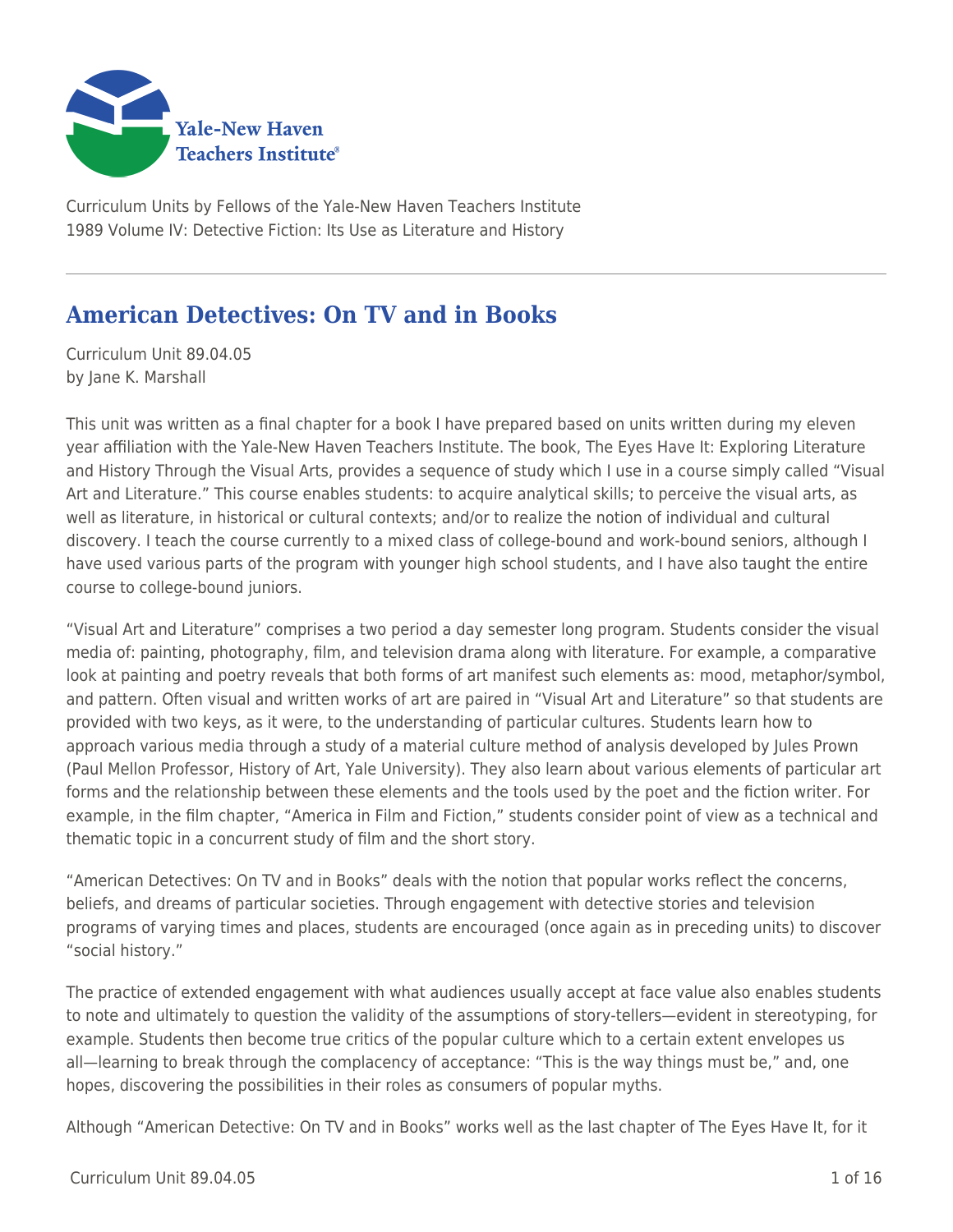Curriculum Units by Fellows of the Yale-New Haven Teachers Institute
1989 Volume IV: Detective Fiction: Its Use as Literature and History

# American Detectives: On TV and in Books

Curriculum Unit 89.04.05
by Jane K. Marshall

This unit was written as a final chapter for a book I have prepared based on units written during my eleven year affiliation with the Yale-New Haven Teachers Institute. The book, The Eyes Have It: Exploring Literature and History Through the Visual Arts, provides a sequence of study which I use in a course simply called "Visual Art and Literature." This course enables students: to acquire analytical skills; to perceive the visual arts, as well as literature, in historical or cultural contexts; and/or to realize the notion of individual and cultural discovery. I teach the course currently to a mixed class of college-bound and work-bound seniors, although I have used various parts of the program with younger high school students, and I have also taught the entire course to college-bound juniors.

"Visual Art and Literature" comprises a two period a day semester long program. Students consider the visual media of: painting, photography, film, and television drama along with literature. For example, a comparative look at painting and poetry reveals that both forms of art manifest such elements as: mood, metaphor/symbol, and pattern. Often visual and written works of art are paired in "Visual Art and Literature" so that students are provided with two keys, as it were, to the understanding of particular cultures. Students learn how to approach various media through a study of a material culture method of analysis developed by Jules Prown (Paul Mellon Professor, History of Art, Yale University). They also learn about various elements of particular art forms and the relationship between these elements and the tools used by the poet and the fiction writer. For example, in the film chapter, "America in Film and Fiction," students consider point of view as a technical and thematic topic in a concurrent study of film and the short story.

"American Detectives: On TV and in Books" deals with the notion that popular works reflect the concerns, beliefs, and dreams of particular societies. Through engagement with detective stories and television programs of varying times and places, students are encouraged (once again as in preceding units) to discover "social history."

The practice of extended engagement with what audiences usually accept at face value also enables students to note and ultimately to question the validity of the assumptions of story-tellers—evident in stereotyping, for example. Students then become true critics of the popular culture which to a certain extent envelopes us all—learning to break through the complacency of acceptance: "This is the way things must be," and, one hopes, discovering the possibilities in their roles as consumers of popular myths.

Although "American Detective: On TV and in Books" works well as the last chapter of The Eyes Have It, for it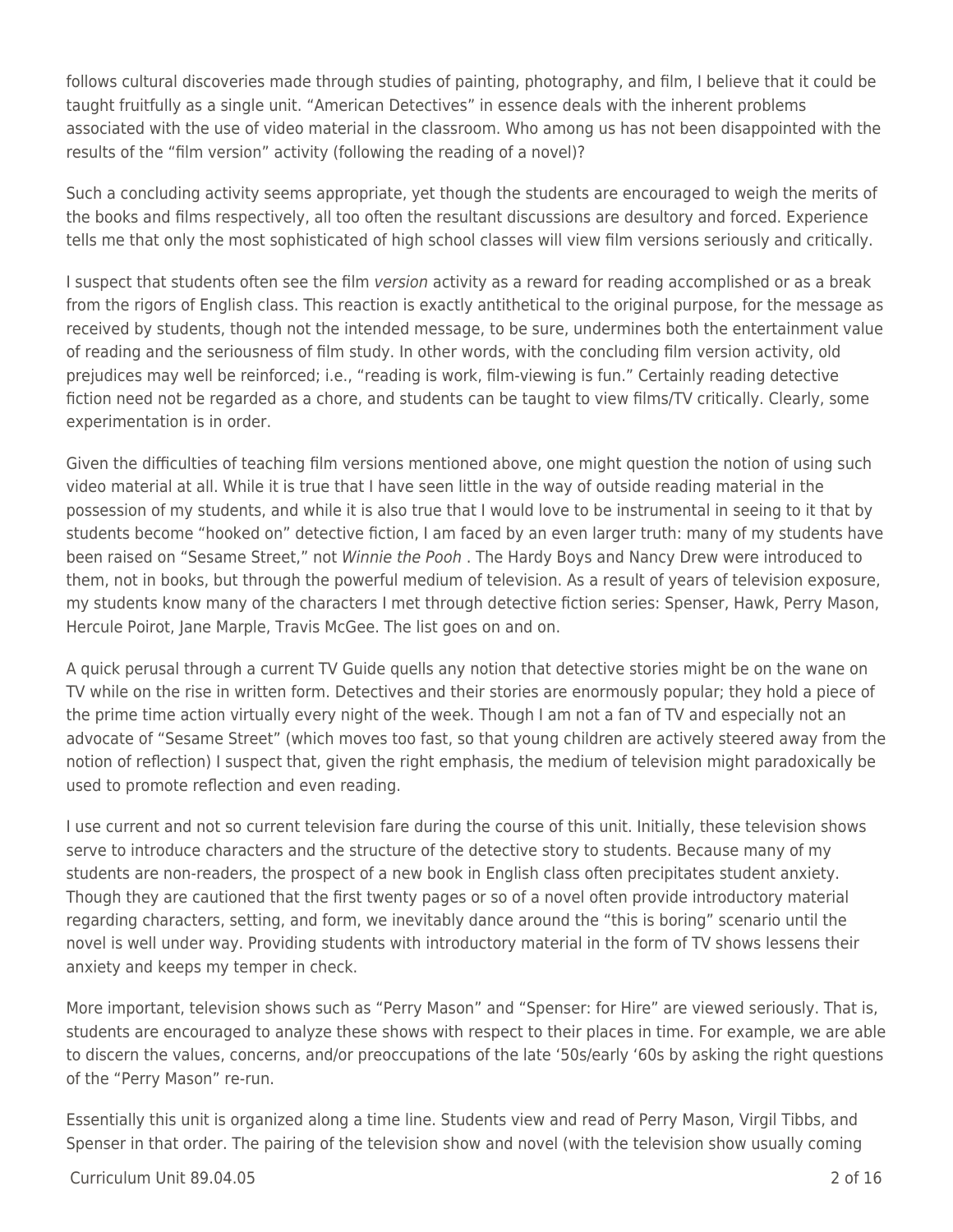follows cultural discoveries made through studies of painting, photography, and film, I believe that it could be taught fruitfully as a single unit. "American Detectives" in essence deals with the inherent problems associated with the use of video material in the classroom. Who among us has not been disappointed with the results of the "film version" activity (following the reading of a novel)?

Such a concluding activity seems appropriate, yet though the students are encouraged to weigh the merits of the books and films respectively, all too often the resultant discussions are desultory and forced. Experience tells me that only the most sophisticated of high school classes will view film versions seriously and critically.

I suspect that students often see the film *version* activity as a reward for reading accomplished or as a break from the rigors of English class. This reaction is exactly antithetical to the original purpose, for the message as received by students, though not the intended message, to be sure, undermines both the entertainment value of reading and the seriousness of film study. In other words, with the concluding film version activity, old prejudices may well be reinforced; i.e., "reading is work, film-viewing is fun." Certainly reading detective fiction need not be regarded as a chore, and students can be taught to view films/TV critically. Clearly, some experimentation is in order.

Given the difficulties of teaching film versions mentioned above, one might question the notion of using such video material at all. While it is true that I have seen little in the way of outside reading material in the possession of my students, and while it is also true that I would love to be instrumental in seeing to it that by students become "hooked on" detective fiction, I am faced by an even larger truth: many of my students have been raised on "Sesame Street," not *Winnie the Pooh* . The Hardy Boys and Nancy Drew were introduced to them, not in books, but through the powerful medium of television. As a result of years of television exposure, my students know many of the characters I met through detective fiction series: Spenser, Hawk, Perry Mason, Hercule Poirot, Jane Marple, Travis McGee. The list goes on and on.

A quick perusal through a current TV Guide quells any notion that detective stories might be on the wane on TV while on the rise in written form. Detectives and their stories are enormously popular; they hold a piece of the prime time action virtually every night of the week. Though I am not a fan of TV and especially not an advocate of "Sesame Street" (which moves too fast, so that young children are actively steered away from the notion of reflection) I suspect that, given the right emphasis, the medium of television might paradoxically be used to promote reflection and even reading.

I use current and not so current television fare during the course of this unit. Initially, these television shows serve to introduce characters and the structure of the detective story to students. Because many of my students are non-readers, the prospect of a new book in English class often precipitates student anxiety. Though they are cautioned that the first twenty pages or so of a novel often provide introductory material regarding characters, setting, and form, we inevitably dance around the "this is boring" scenario until the novel is well under way. Providing students with introductory material in the form of TV shows lessens their anxiety and keeps my temper in check.

More important, television shows such as "Perry Mason" and "Spenser: for Hire" are viewed seriously. That is, students are encouraged to analyze these shows with respect to their places in time. For example, we are able to discern the values, concerns, and/or preoccupations of the late '50s/early '60s by asking the right questions of the "Perry Mason" re-run.

Essentially this unit is organized along a time line. Students view and read of Perry Mason, Virgil Tibbs, and Spenser in that order. The pairing of the television show and novel (with the television show usually coming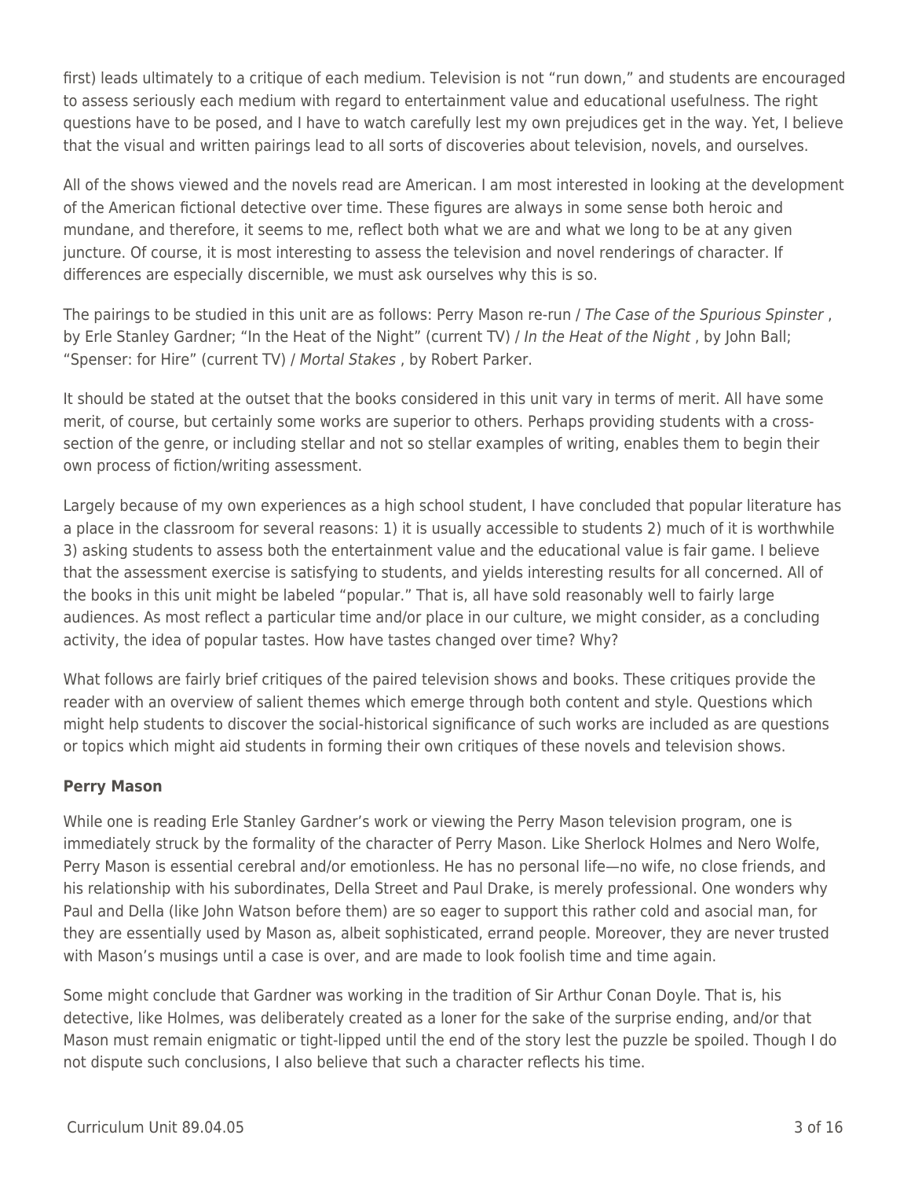first) leads ultimately to a critique of each medium. Television is not "run down," and students are encouraged to assess seriously each medium with regard to entertainment value and educational usefulness. The right questions have to be posed, and I have to watch carefully lest my own prejudices get in the way. Yet, I believe that the visual and written pairings lead to all sorts of discoveries about television, novels, and ourselves.

All of the shows viewed and the novels read are American. I am most interested in looking at the development of the American fictional detective over time. These figures are always in some sense both heroic and mundane, and therefore, it seems to me, reflect both what we are and what we long to be at any given juncture. Of course, it is most interesting to assess the television and novel renderings of character. If differences are especially discernible, we must ask ourselves why this is so.

The pairings to be studied in this unit are as follows: Perry Mason re-run / *The Case of the Spurious Spinster* , by Erle Stanley Gardner; "In the Heat of the Night" (current TV) / *In the Heat of the Night* , by John Ball; "Spenser: for Hire" (current TV) / *Mortal Stakes* , by Robert Parker.

It should be stated at the outset that the books considered in this unit vary in terms of merit. All have some merit, of course, but certainly some works are superior to others. Perhaps providing students with a cross-section of the genre, or including stellar and not so stellar examples of writing, enables them to begin their own process of fiction/writing assessment.

Largely because of my own experiences as a high school student, I have concluded that popular literature has a place in the classroom for several reasons: 1) it is usually accessible to students 2) much of it is worthwhile 3) asking students to assess both the entertainment value and the educational value is fair game. I believe that the assessment exercise is satisfying to students, and yields interesting results for all concerned. All of the books in this unit might be labeled "popular." That is, all have sold reasonably well to fairly large audiences. As most reflect a particular time and/or place in our culture, we might consider, as a concluding activity, the idea of popular tastes. How have tastes changed over time? Why?

What follows are fairly brief critiques of the paired television shows and books. These critiques provide the reader with an overview of salient themes which emerge through both content and style. Questions which might help students to discover the social-historical significance of such works are included as are questions or topics which might aid students in forming their own critiques of these novels and television shows.

**Perry Mason**

While one is reading Erle Stanley Gardner's work or viewing the Perry Mason television program, one is immediately struck by the formality of the character of Perry Mason. Like Sherlock Holmes and Nero Wolfe, Perry Mason is essential cerebral and/or emotionless. He has no personal life—no wife, no close friends, and his relationship with his subordinates, Della Street and Paul Drake, is merely professional. One wonders why Paul and Della (like John Watson before them) are so eager to support this rather cold and asocial man, for they are essentially used by Mason as, albeit sophisticated, errand people. Moreover, they are never trusted with Mason's musings until a case is over, and are made to look foolish time and time again.

Some might conclude that Gardner was working in the tradition of Sir Arthur Conan Doyle. That is, his detective, like Holmes, was deliberately created as a loner for the sake of the surprise ending, and/or that Mason must remain enigmatic or tight-lipped until the end of the story lest the puzzle be spoiled. Though I do not dispute such conclusions, I also believe that such a character reflects his time.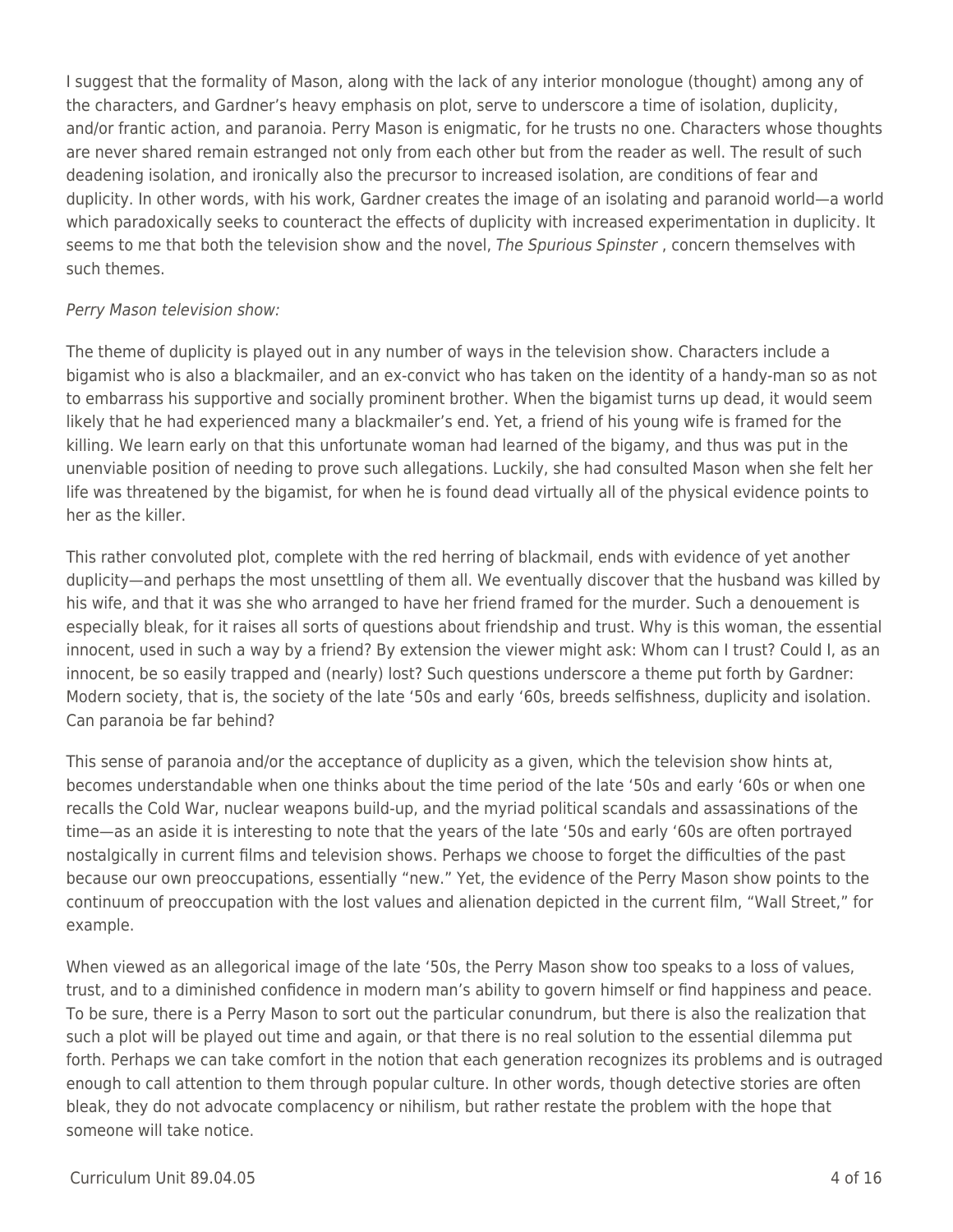I suggest that the formality of Mason, along with the lack of any interior monologue (thought) among any of the characters, and Gardner's heavy emphasis on plot, serve to underscore a time of isolation, duplicity, and/or frantic action, and paranoia. Perry Mason is enigmatic, for he trusts no one. Characters whose thoughts are never shared remain estranged not only from each other but from the reader as well. The result of such deadening isolation, and ironically also the precursor to increased isolation, are conditions of fear and duplicity. In other words, with his work, Gardner creates the image of an isolating and paranoid world—a world which paradoxically seeks to counteract the effects of duplicity with increased experimentation in duplicity. It seems to me that both the television show and the novel, *The Spurious Spinster* , concern themselves with such themes.

*Perry Mason television show:*

The theme of duplicity is played out in any number of ways in the television show. Characters include a bigamist who is also a blackmailer, and an ex-convict who has taken on the identity of a handy-man so as not to embarrass his supportive and socially prominent brother. When the bigamist turns up dead, it would seem likely that he had experienced many a blackmailer's end. Yet, a friend of his young wife is framed for the killing. We learn early on that this unfortunate woman had learned of the bigamy, and thus was put in the unenviable position of needing to prove such allegations. Luckily, she had consulted Mason when she felt her life was threatened by the bigamist, for when he is found dead virtually all of the physical evidence points to her as the killer.

This rather convoluted plot, complete with the red herring of blackmail, ends with evidence of yet another duplicity—and perhaps the most unsettling of them all. We eventually discover that the husband was killed by his wife, and that it was she who arranged to have her friend framed for the murder. Such a denouement is especially bleak, for it raises all sorts of questions about friendship and trust. Why is this woman, the essential innocent, used in such a way by a friend? By extension the viewer might ask: Whom can I trust? Could I, as an innocent, be so easily trapped and (nearly) lost? Such questions underscore a theme put forth by Gardner: Modern society, that is, the society of the late '50s and early '60s, breeds selfishness, duplicity and isolation. Can paranoia be far behind?

This sense of paranoia and/or the acceptance of duplicity as a given, which the television show hints at, becomes understandable when one thinks about the time period of the late '50s and early '60s or when one recalls the Cold War, nuclear weapons build-up, and the myriad political scandals and assassinations of the time—as an aside it is interesting to note that the years of the late '50s and early '60s are often portrayed nostalgically in current films and television shows. Perhaps we choose to forget the difficulties of the past because our own preoccupations, essentially "new." Yet, the evidence of the Perry Mason show points to the continuum of preoccupation with the lost values and alienation depicted in the current film, "Wall Street," for example.

When viewed as an allegorical image of the late '50s, the Perry Mason show too speaks to a loss of values, trust, and to a diminished confidence in modern man's ability to govern himself or find happiness and peace. To be sure, there is a Perry Mason to sort out the particular conundrum, but there is also the realization that such a plot will be played out time and again, or that there is no real solution to the essential dilemma put forth. Perhaps we can take comfort in the notion that each generation recognizes its problems and is outraged enough to call attention to them through popular culture. In other words, though detective stories are often bleak, they do not advocate complacency or nihilism, but rather restate the problem with the hope that someone will take notice.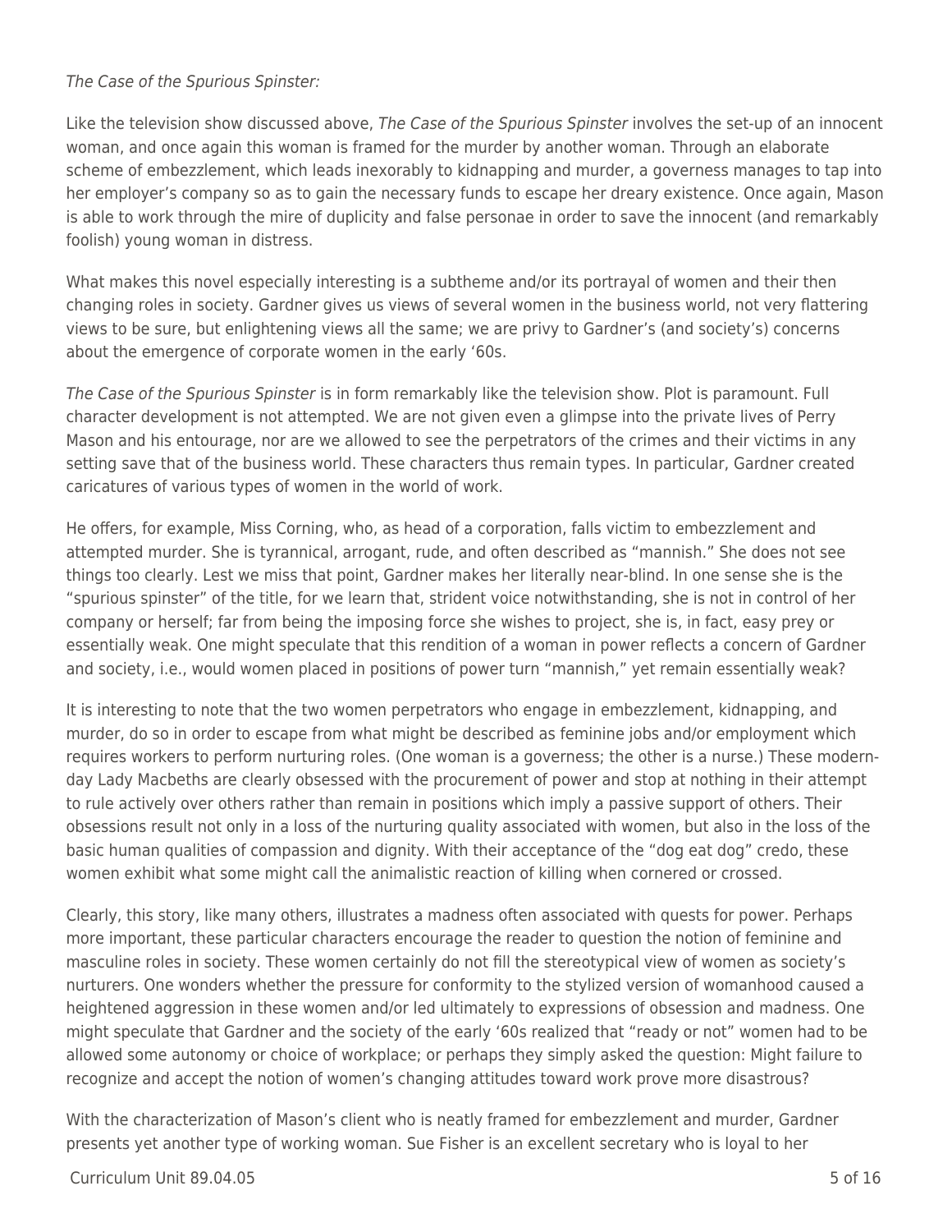*The Case of the Spurious Spinster:*

Like the television show discussed above, *The Case of the Spurious Spinster* involves the set-up of an innocent woman, and once again this woman is framed for the murder by another woman. Through an elaborate scheme of embezzlement, which leads inexorably to kidnapping and murder, a governess manages to tap into her employer's company so as to gain the necessary funds to escape her dreary existence. Once again, Mason is able to work through the mire of duplicity and false personae in order to save the innocent (and remarkably foolish) young woman in distress.

What makes this novel especially interesting is a subtheme and/or its portrayal of women and their then changing roles in society. Gardner gives us views of several women in the business world, not very flattering views to be sure, but enlightening views all the same; we are privy to Gardner's (and society's) concerns about the emergence of corporate women in the early '60s.

*The Case of the Spurious Spinster* is in form remarkably like the television show. Plot is paramount. Full character development is not attempted. We are not given even a glimpse into the private lives of Perry Mason and his entourage, nor are we allowed to see the perpetrators of the crimes and their victims in any setting save that of the business world. These characters thus remain types. In particular, Gardner created caricatures of various types of women in the world of work.

He offers, for example, Miss Corning, who, as head of a corporation, falls victim to embezzlement and attempted murder. She is tyrannical, arrogant, rude, and often described as "mannish." She does not see things too clearly. Lest we miss that point, Gardner makes her literally near-blind. In one sense she is the "spurious spinster" of the title, for we learn that, strident voice notwithstanding, she is not in control of her company or herself; far from being the imposing force she wishes to project, she is, in fact, easy prey or essentially weak. One might speculate that this rendition of a woman in power reflects a concern of Gardner and society, i.e., would women placed in positions of power turn "mannish," yet remain essentially weak?

It is interesting to note that the two women perpetrators who engage in embezzlement, kidnapping, and murder, do so in order to escape from what might be described as feminine jobs and/or employment which requires workers to perform nurturing roles. (One woman is a governess; the other is a nurse.) These modern-day Lady Macbeths are clearly obsessed with the procurement of power and stop at nothing in their attempt to rule actively over others rather than remain in positions which imply a passive support of others. Their obsessions result not only in a loss of the nurturing quality associated with women, but also in the loss of the basic human qualities of compassion and dignity. With their acceptance of the "dog eat dog" credo, these women exhibit what some might call the animalistic reaction of killing when cornered or crossed.

Clearly, this story, like many others, illustrates a madness often associated with quests for power. Perhaps more important, these particular characters encourage the reader to question the notion of feminine and masculine roles in society. These women certainly do not fill the stereotypical view of women as society's nurturers. One wonders whether the pressure for conformity to the stylized version of womanhood caused a heightened aggression in these women and/or led ultimately to expressions of obsession and madness. One might speculate that Gardner and the society of the early '60s realized that "ready or not" women had to be allowed some autonomy or choice of workplace; or perhaps they simply asked the question: Might failure to recognize and accept the notion of women's changing attitudes toward work prove more disastrous?

With the characterization of Mason's client who is neatly framed for embezzlement and murder, Gardner presents yet another type of working woman. Sue Fisher is an excellent secretary who is loyal to her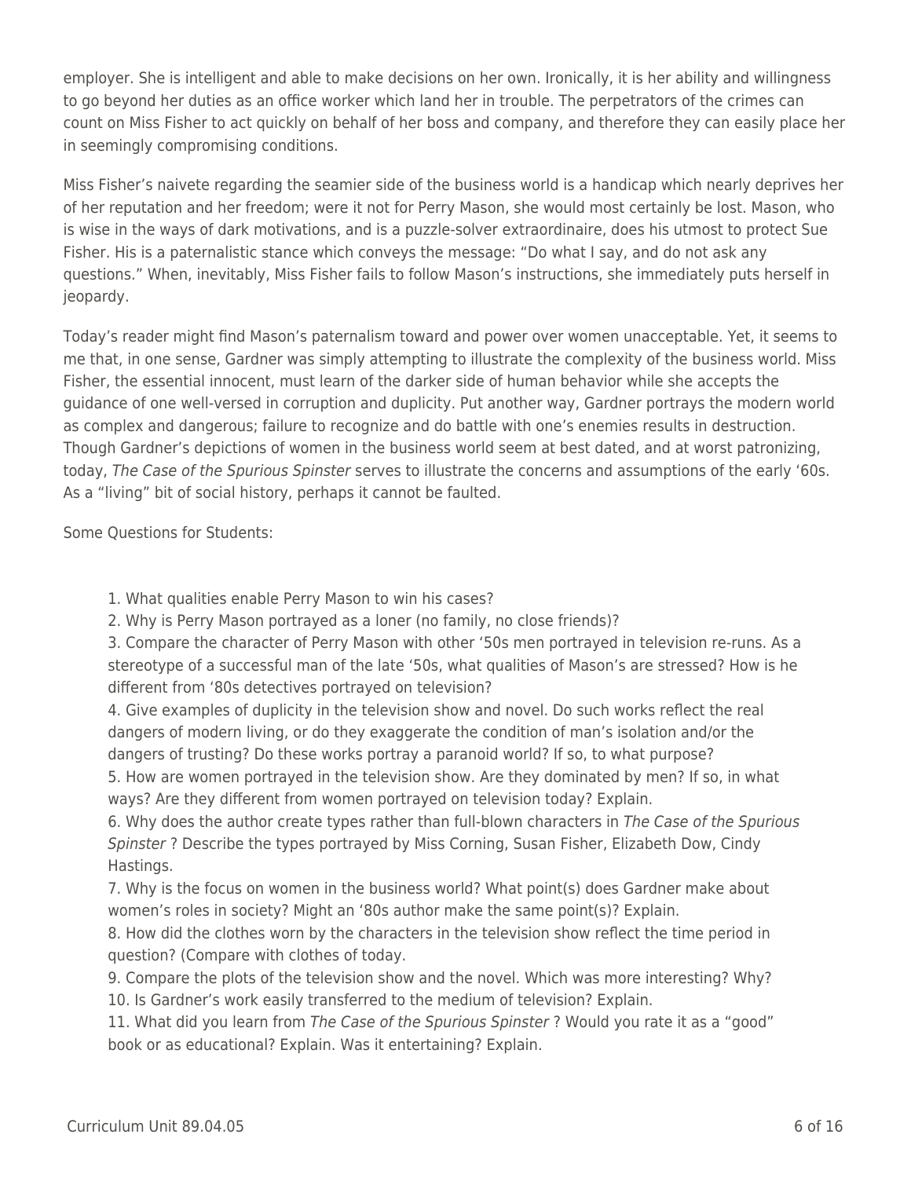employer. She is intelligent and able to make decisions on her own. Ironically, it is her ability and willingness to go beyond her duties as an office worker which land her in trouble. The perpetrators of the crimes can count on Miss Fisher to act quickly on behalf of her boss and company, and therefore they can easily place her in seemingly compromising conditions.

Miss Fisher's naivete regarding the seamier side of the business world is a handicap which nearly deprives her of her reputation and her freedom; were it not for Perry Mason, she would most certainly be lost. Mason, who is wise in the ways of dark motivations, and is a puzzle-solver extraordinaire, does his utmost to protect Sue Fisher. His is a paternalistic stance which conveys the message: "Do what I say, and do not ask any questions." When, inevitably, Miss Fisher fails to follow Mason's instructions, she immediately puts herself in jeopardy.

Today's reader might find Mason's paternalism toward and power over women unacceptable. Yet, it seems to me that, in one sense, Gardner was simply attempting to illustrate the complexity of the business world. Miss Fisher, the essential innocent, must learn of the darker side of human behavior while she accepts the guidance of one well-versed in corruption and duplicity. Put another way, Gardner portrays the modern world as complex and dangerous; failure to recognize and do battle with one's enemies results in destruction. Though Gardner's depictions of women in the business world seem at best dated, and at worst patronizing, today, *The Case of the Spurious Spinster* serves to illustrate the concerns and assumptions of the early '60s. As a "living" bit of social history, perhaps it cannot be faulted.

Some Questions for Students:

1. What qualities enable Perry Mason to win his cases?
2. Why is Perry Mason portrayed as a loner (no family, no close friends)?
3. Compare the character of Perry Mason with other '50s men portrayed in television re-runs. As a stereotype of a successful man of the late '50s, what qualities of Mason's are stressed? How is he different from '80s detectives portrayed on television?
4. Give examples of duplicity in the television show and novel. Do such works reflect the real dangers of modern living, or do they exaggerate the condition of man's isolation and/or the dangers of trusting? Do these works portray a paranoid world? If so, to what purpose?
5. How are women portrayed in the television show. Are they dominated by men? If so, in what ways? Are they different from women portrayed on television today? Explain.
6. Why does the author create types rather than full-blown characters in *The Case of the Spurious Spinster* ? Describe the types portrayed by Miss Corning, Susan Fisher, Elizabeth Dow, Cindy Hastings.
7. Why is the focus on women in the business world? What point(s) does Gardner make about women's roles in society? Might an '80s author make the same point(s)? Explain.
8. How did the clothes worn by the characters in the television show reflect the time period in question? (Compare with clothes of today.
9. Compare the plots of the television show and the novel. Which was more interesting? Why?
10. Is Gardner's work easily transferred to the medium of television? Explain.
11. What did you learn from *The Case of the Spurious Spinster* ? Would you rate it as a "good" book or as educational? Explain. Was it entertaining? Explain.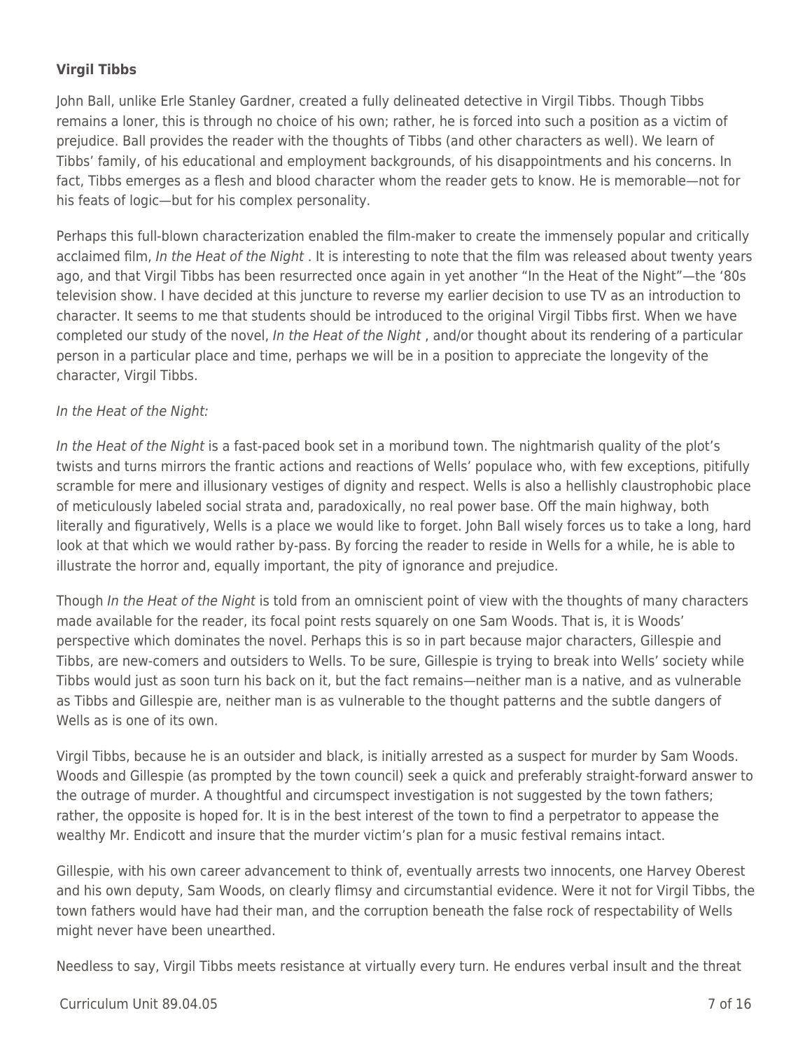**Virgil Tibbs**

John Ball, unlike Erle Stanley Gardner, created a fully delineated detective in Virgil Tibbs. Though Tibbs remains a loner, this is through no choice of his own; rather, he is forced into such a position as a victim of prejudice. Ball provides the reader with the thoughts of Tibbs (and other characters as well). We learn of Tibbs' family, of his educational and employment backgrounds, of his disappointments and his concerns. In fact, Tibbs emerges as a flesh and blood character whom the reader gets to know. He is memorable—not for his feats of logic—but for his complex personality.

Perhaps this full-blown characterization enabled the film-maker to create the immensely popular and critically acclaimed film, *In the Heat of the Night* . It is interesting to note that the film was released about twenty years ago, and that Virgil Tibbs has been resurrected once again in yet another "In the Heat of the Night"—the '80s television show. I have decided at this juncture to reverse my earlier decision to use TV as an introduction to character. It seems to me that students should be introduced to the original Virgil Tibbs first. When we have completed our study of the novel, *In the Heat of the Night* , and/or thought about its rendering of a particular person in a particular place and time, perhaps we will be in a position to appreciate the longevity of the character, Virgil Tibbs.

*In the Heat of the Night:*

*In the Heat of the Night* is a fast-paced book set in a moribund town. The nightmarish quality of the plot's twists and turns mirrors the frantic actions and reactions of Wells' populace who, with few exceptions, pitifully scramble for mere and illusionary vestiges of dignity and respect. Wells is also a hellishly claustrophobic place of meticulously labeled social strata and, paradoxically, no real power base. Off the main highway, both literally and figuratively, Wells is a place we would like to forget. John Ball wisely forces us to take a long, hard look at that which we would rather by-pass. By forcing the reader to reside in Wells for a while, he is able to illustrate the horror and, equally important, the pity of ignorance and prejudice.

Though *In the Heat of the Night* is told from an omniscient point of view with the thoughts of many characters made available for the reader, its focal point rests squarely on one Sam Woods. That is, it is Woods' perspective which dominates the novel. Perhaps this is so in part because major characters, Gillespie and Tibbs, are new-comers and outsiders to Wells. To be sure, Gillespie is trying to break into Wells' society while Tibbs would just as soon turn his back on it, but the fact remains—neither man is a native, and as vulnerable as Tibbs and Gillespie are, neither man is as vulnerable to the thought patterns and the subtle dangers of Wells as is one of its own.

Virgil Tibbs, because he is an outsider and black, is initially arrested as a suspect for murder by Sam Woods. Woods and Gillespie (as prompted by the town council) seek a quick and preferably straight-forward answer to the outrage of murder. A thoughtful and circumspect investigation is not suggested by the town fathers; rather, the opposite is hoped for. It is in the best interest of the town to find a perpetrator to appease the wealthy Mr. Endicott and insure that the murder victim's plan for a music festival remains intact.

Gillespie, with his own career advancement to think of, eventually arrests two innocents, one Harvey Oberest and his own deputy, Sam Woods, on clearly flimsy and circumstantial evidence. Were it not for Virgil Tibbs, the town fathers would have had their man, and the corruption beneath the false rock of respectability of Wells might never have been unearthed.

Needless to say, Virgil Tibbs meets resistance at virtually every turn. He endures verbal insult and the threat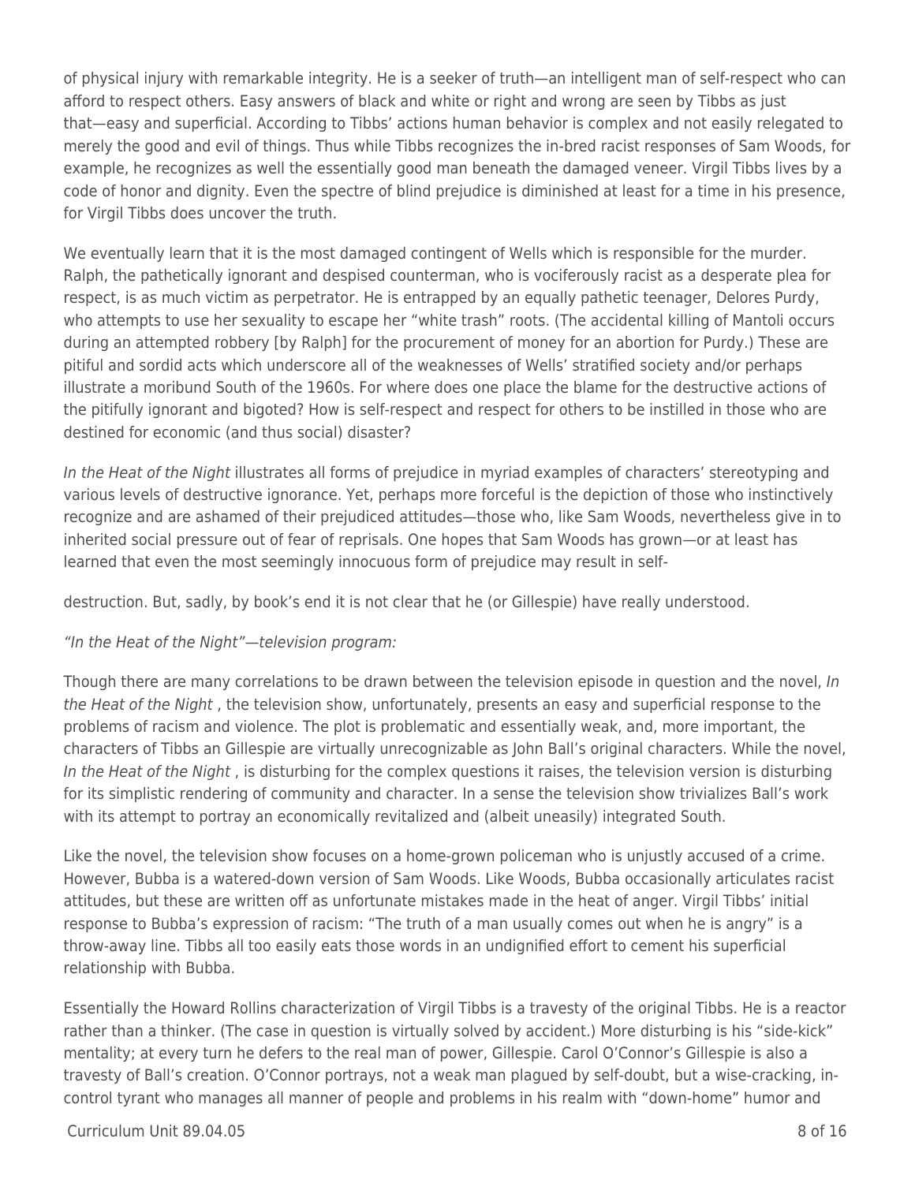of physical injury with remarkable integrity. He is a seeker of truth—an intelligent man of self-respect who can afford to respect others. Easy answers of black and white or right and wrong are seen by Tibbs as just that—easy and superficial. According to Tibbs' actions human behavior is complex and not easily relegated to merely the good and evil of things. Thus while Tibbs recognizes the in-bred racist responses of Sam Woods, for example, he recognizes as well the essentially good man beneath the damaged veneer. Virgil Tibbs lives by a code of honor and dignity. Even the spectre of blind prejudice is diminished at least for a time in his presence, for Virgil Tibbs does uncover the truth.

We eventually learn that it is the most damaged contingent of Wells which is responsible for the murder. Ralph, the pathetically ignorant and despised counterman, who is vociferously racist as a desperate plea for respect, is as much victim as perpetrator. He is entrapped by an equally pathetic teenager, Delores Purdy, who attempts to use her sexuality to escape her "white trash" roots. (The accidental killing of Mantoli occurs during an attempted robbery [by Ralph] for the procurement of money for an abortion for Purdy.) These are pitiful and sordid acts which underscore all of the weaknesses of Wells' stratified society and/or perhaps illustrate a moribund South of the 1960s. For where does one place the blame for the destructive actions of the pitifully ignorant and bigoted? How is self-respect and respect for others to be instilled in those who are destined for economic (and thus social) disaster?

*In the Heat of the Night* illustrates all forms of prejudice in myriad examples of characters' stereotyping and various levels of destructive ignorance. Yet, perhaps more forceful is the depiction of those who instinctively recognize and are ashamed of their prejudiced attitudes—those who, like Sam Woods, nevertheless give in to inherited social pressure out of fear of reprisals. One hopes that Sam Woods has grown—or at least has learned that even the most seemingly innocuous form of prejudice may result in self-destruction. But, sadly, by book's end it is not clear that he (or Gillespie) have really understood.

*"In the Heat of the Night"—television program:*

Though there are many correlations to be drawn between the television episode in question and the novel, *In the Heat of the Night* , the television show, unfortunately, presents an easy and superficial response to the problems of racism and violence. The plot is problematic and essentially weak, and, more important, the characters of Tibbs an Gillespie are virtually unrecognizable as John Ball's original characters. While the novel, *In the Heat of the Night* , is disturbing for the complex questions it raises, the television version is disturbing for its simplistic rendering of community and character. In a sense the television show trivializes Ball's work with its attempt to portray an economically revitalized and (albeit uneasily) integrated South.

Like the novel, the television show focuses on a home-grown policeman who is unjustly accused of a crime. However, Bubba is a watered-down version of Sam Woods. Like Woods, Bubba occasionally articulates racist attitudes, but these are written off as unfortunate mistakes made in the heat of anger. Virgil Tibbs' initial response to Bubba's expression of racism: "The truth of a man usually comes out when he is angry" is a throw-away line. Tibbs all too easily eats those words in an undignified effort to cement his superficial relationship with Bubba.

Essentially the Howard Rollins characterization of Virgil Tibbs is a travesty of the original Tibbs. He is a reactor rather than a thinker. (The case in question is virtually solved by accident.) More disturbing is his "side-kick" mentality; at every turn he defers to the real man of power, Gillespie. Carol O'Connor's Gillespie is also a travesty of Ball's creation. O'Connor portrays, not a weak man plagued by self-doubt, but a wise-cracking, in-control tyrant who manages all manner of people and problems in his realm with "down-home" humor and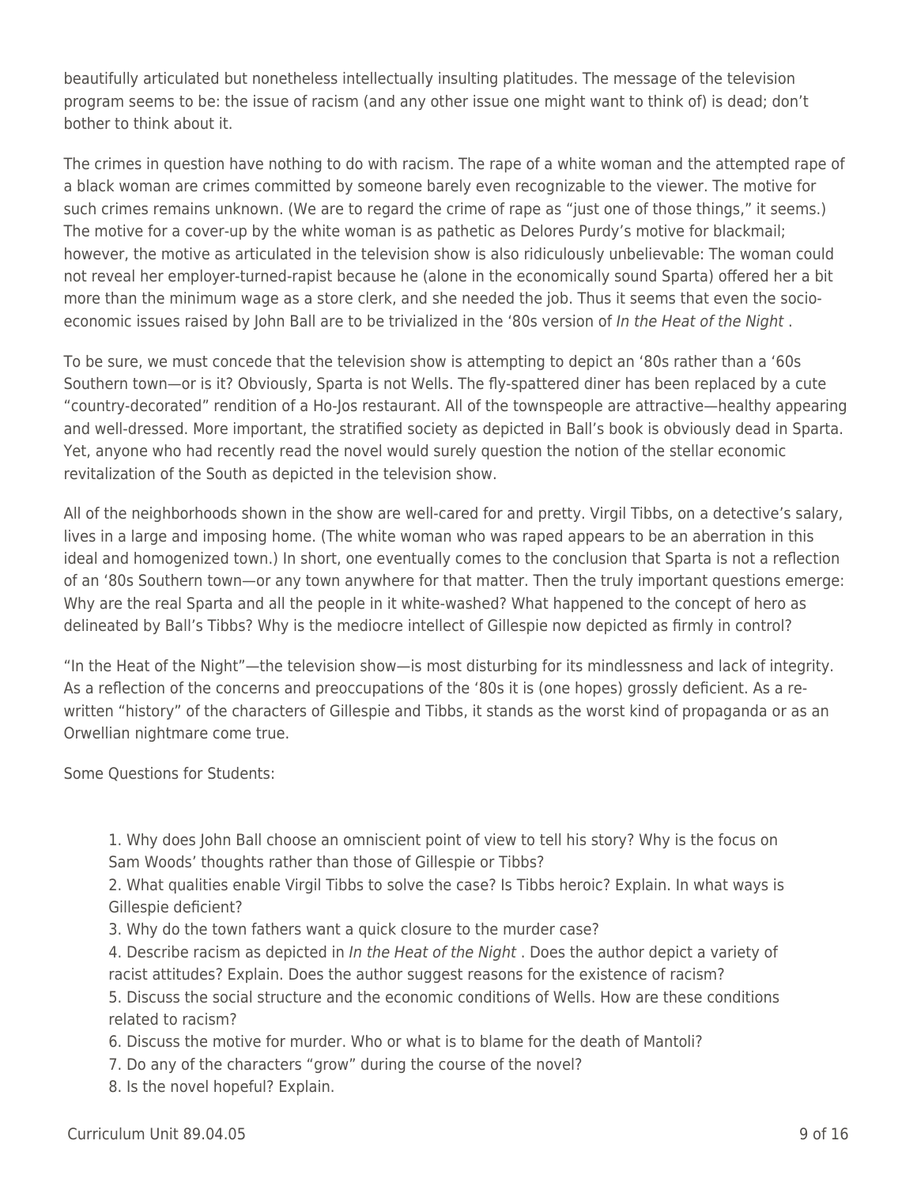beautifully articulated but nonetheless intellectually insulting platitudes. The message of the television program seems to be: the issue of racism (and any other issue one might want to think of) is dead; don't bother to think about it.

The crimes in question have nothing to do with racism. The rape of a white woman and the attempted rape of a black woman are crimes committed by someone barely even recognizable to the viewer. The motive for such crimes remains unknown. (We are to regard the crime of rape as "just one of those things," it seems.) The motive for a cover-up by the white woman is as pathetic as Delores Purdy's motive for blackmail; however, the motive as articulated in the television show is also ridiculously unbelievable: The woman could not reveal her employer-turned-rapist because he (alone in the economically sound Sparta) offered her a bit more than the minimum wage as a store clerk, and she needed the job. Thus it seems that even the socio-economic issues raised by John Ball are to be trivialized in the '80s version of *In the Heat of the Night* .

To be sure, we must concede that the television show is attempting to depict an '80s rather than a '60s Southern town—or is it? Obviously, Sparta is not Wells. The fly-spattered diner has been replaced by a cute "country-decorated" rendition of a Ho-Jos restaurant. All of the townspeople are attractive—healthy appearing and well-dressed. More important, the stratified society as depicted in Ball's book is obviously dead in Sparta. Yet, anyone who had recently read the novel would surely question the notion of the stellar economic revitalization of the South as depicted in the television show.

All of the neighborhoods shown in the show are well-cared for and pretty. Virgil Tibbs, on a detective's salary, lives in a large and imposing home. (The white woman who was raped appears to be an aberration in this ideal and homogenized town.) In short, one eventually comes to the conclusion that Sparta is not a reflection of an '80s Southern town—or any town anywhere for that matter. Then the truly important questions emerge: Why are the real Sparta and all the people in it white-washed? What happened to the concept of hero as delineated by Ball's Tibbs? Why is the mediocre intellect of Gillespie now depicted as firmly in control?

"In the Heat of the Night"—the television show—is most disturbing for its mindlessness and lack of integrity. As a reflection of the concerns and preoccupations of the '80s it is (one hopes) grossly deficient. As a re-written "history" of the characters of Gillespie and Tibbs, it stands as the worst kind of propaganda or as an Orwellian nightmare come true.

Some Questions for Students:

1. Why does John Ball choose an omniscient point of view to tell his story? Why is the focus on Sam Woods' thoughts rather than those of Gillespie or Tibbs?
2. What qualities enable Virgil Tibbs to solve the case? Is Tibbs heroic? Explain. In what ways is Gillespie deficient?
3. Why do the town fathers want a quick closure to the murder case?
4. Describe racism as depicted in *In the Heat of the Night* . Does the author depict a variety of racist attitudes? Explain. Does the author suggest reasons for the existence of racism?
5. Discuss the social structure and the economic conditions of Wells. How are these conditions related to racism?
6. Discuss the motive for murder. Who or what is to blame for the death of Mantoli?
7. Do any of the characters "grow" during the course of the novel?
8. Is the novel hopeful? Explain.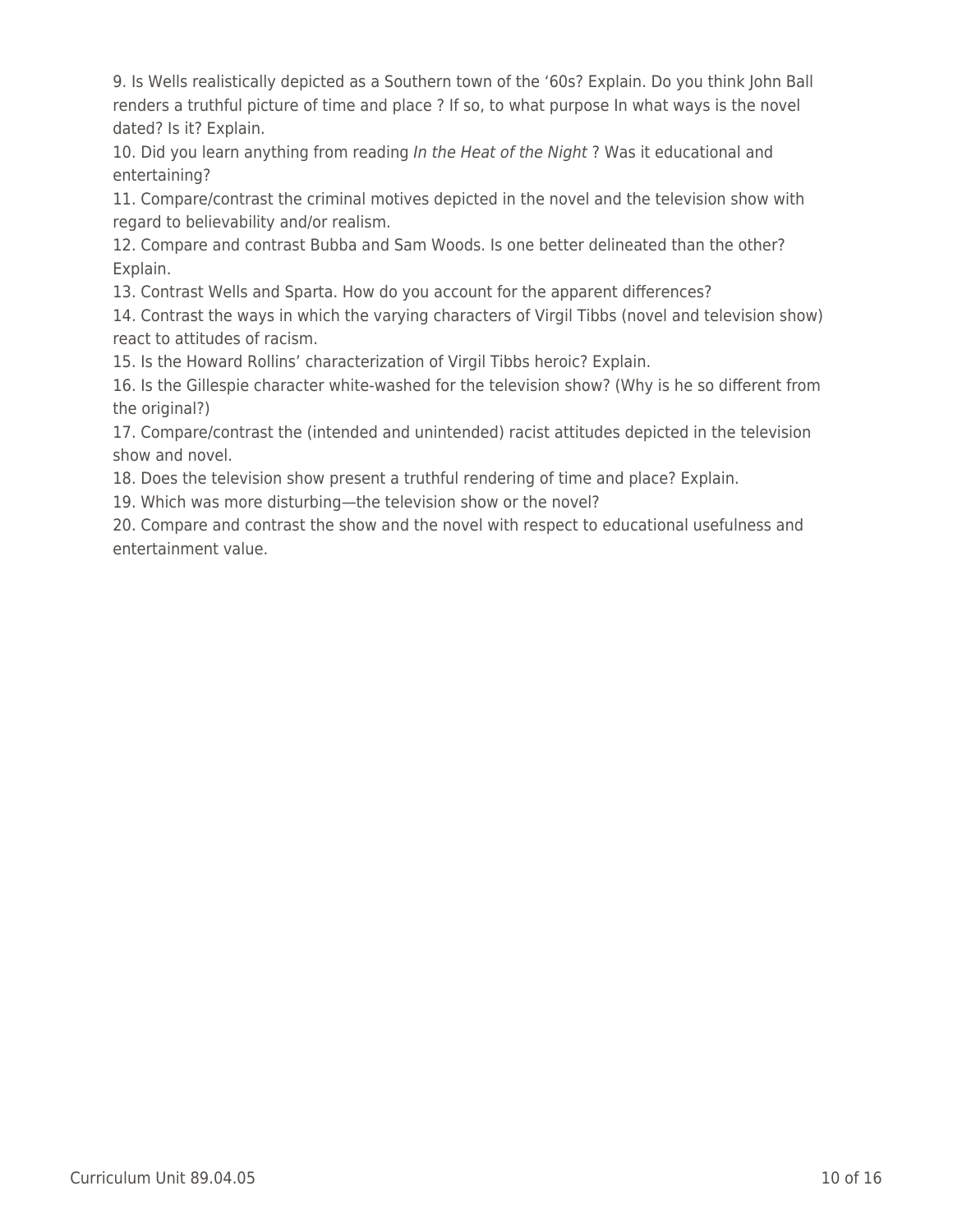9. Is Wells realistically depicted as a Southern town of the '60s? Explain. Do you think John Ball renders a truthful picture of time and place ? If so, to what purpose In what ways is the novel dated? Is it? Explain.

10. Did you learn anything from reading *In the Heat of the Night* ? Was it educational and entertaining?

11. Compare/contrast the criminal motives depicted in the novel and the television show with regard to believability and/or realism.

12. Compare and contrast Bubba and Sam Woods. Is one better delineated than the other? Explain.

13. Contrast Wells and Sparta. How do you account for the apparent differences?

14. Contrast the ways in which the varying characters of Virgil Tibbs (novel and television show) react to attitudes of racism.

15. Is the Howard Rollins' characterization of Virgil Tibbs heroic? Explain.

16. Is the Gillespie character white-washed for the television show? (Why is he so different from the original?)

17. Compare/contrast the (intended and unintended) racist attitudes depicted in the television show and novel.

18. Does the television show present a truthful rendering of time and place? Explain.

19. Which was more disturbing—the television show or the novel?

20. Compare and contrast the show and the novel with respect to educational usefulness and entertainment value.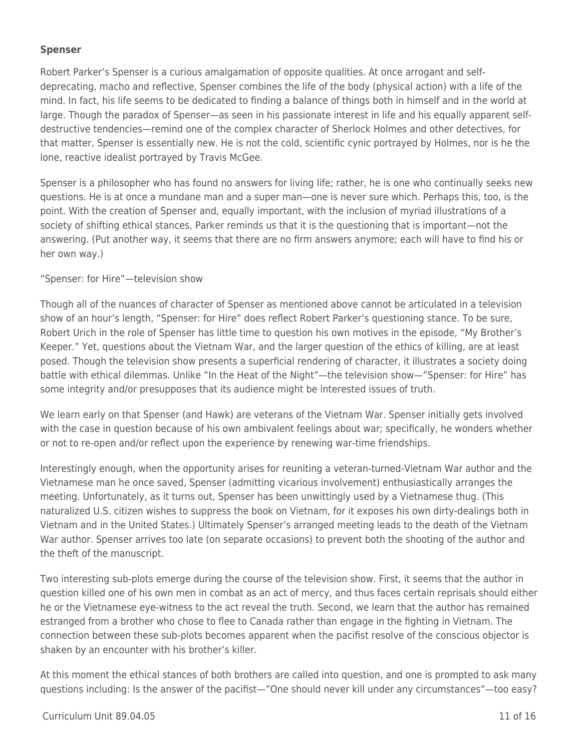**Spenser**

Robert Parker's Spenser is a curious amalgamation of opposite qualities. At once arrogant and self-deprecating, macho and reflective, Spenser combines the life of the body (physical action) with a life of the mind. In fact, his life seems to be dedicated to finding a balance of things both in himself and in the world at large. Though the paradox of Spenser—as seen in his passionate interest in life and his equally apparent self-destructive tendencies—remind one of the complex character of Sherlock Holmes and other detectives, for that matter, Spenser is essentially new. He is not the cold, scientific cynic portrayed by Holmes, nor is he the lone, reactive idealist portrayed by Travis McGee.

Spenser is a philosopher who has found no answers for living life; rather, he is one who continually seeks new questions. He is at once a mundane man and a super man—one is never sure which. Perhaps this, too, is the point. With the creation of Spenser and, equally important, with the inclusion of myriad illustrations of a society of shifting ethical stances, Parker reminds us that it is the questioning that is important—not the answering. (Put another way, it seems that there are no firm answers anymore; each will have to find his or her own way.)

"Spenser: for Hire"—television show

Though all of the nuances of character of Spenser as mentioned above cannot be articulated in a television show of an hour's length, "Spenser: for Hire" does reflect Robert Parker's questioning stance. To be sure, Robert Urich in the role of Spenser has little time to question his own motives in the episode, "My Brother's Keeper." Yet, questions about the Vietnam War, and the larger question of the ethics of killing, are at least posed. Though the television show presents a superficial rendering of character, it illustrates a society doing battle with ethical dilemmas. Unlike "In the Heat of the Night"—the television show—"Spenser: for Hire" has some integrity and/or presupposes that its audience might be interested issues of truth.

We learn early on that Spenser (and Hawk) are veterans of the Vietnam War. Spenser initially gets involved with the case in question because of his own ambivalent feelings about war; specifically, he wonders whether or not to re-open and/or reflect upon the experience by renewing war-time friendships.

Interestingly enough, when the opportunity arises for reuniting a veteran-turned-Vietnam War author and the Vietnamese man he once saved, Spenser (admitting vicarious involvement) enthusiastically arranges the meeting. Unfortunately, as it turns out, Spenser has been unwittingly used by a Vietnamese thug. (This naturalized U.S. citizen wishes to suppress the book on Vietnam, for it exposes his own dirty-dealings both in Vietnam and in the United States.) Ultimately Spenser's arranged meeting leads to the death of the Vietnam War author. Spenser arrives too late (on separate occasions) to prevent both the shooting of the author and the theft of the manuscript.

Two interesting sub-plots emerge during the course of the television show. First, it seems that the author in question killed one of his own men in combat as an act of mercy, and thus faces certain reprisals should either he or the Vietnamese eye-witness to the act reveal the truth. Second, we learn that the author has remained estranged from a brother who chose to flee to Canada rather than engage in the fighting in Vietnam. The connection between these sub-plots becomes apparent when the pacifist resolve of the conscious objector is shaken by an encounter with his brother's killer.

At this moment the ethical stances of both brothers are called into question, and one is prompted to ask many questions including: Is the answer of the pacifist—"One should never kill under any circumstances"—too easy?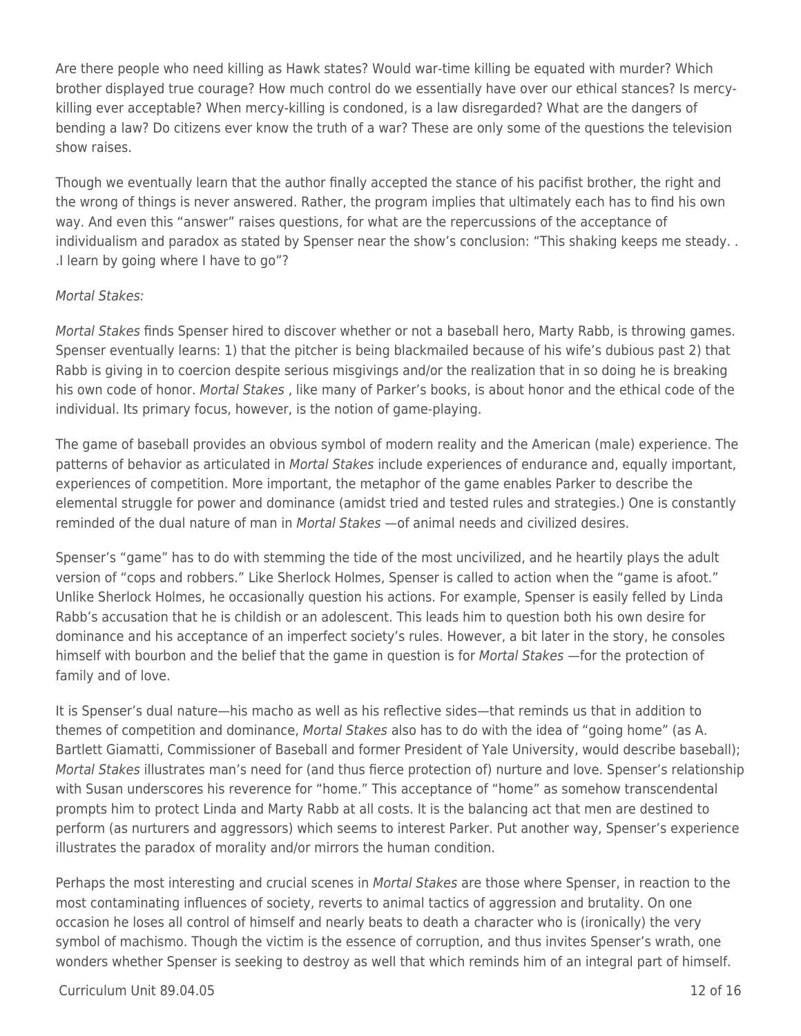Are there people who need killing as Hawk states? Would war-time killing be equated with murder? Which brother displayed true courage? How much control do we essentially have over our ethical stances? Is mercy-killing ever acceptable? When mercy-killing is condoned, is a law disregarded? What are the dangers of bending a law? Do citizens ever know the truth of a war? These are only some of the questions the television show raises.

Though we eventually learn that the author finally accepted the stance of his pacifist brother, the right and the wrong of things is never answered. Rather, the program implies that ultimately each has to find his own way. And even this "answer" raises questions, for what are the repercussions of the acceptance of individualism and paradox as stated by Spenser near the show's conclusion: "This shaking keeps me steady. . .I learn by going where I have to go"?

*Mortal Stakes:*

*Mortal Stakes* finds Spenser hired to discover whether or not a baseball hero, Marty Rabb, is throwing games. Spenser eventually learns: 1) that the pitcher is being blackmailed because of his wife's dubious past 2) that Rabb is giving in to coercion despite serious misgivings and/or the realization that in so doing he is breaking his own code of honor. *Mortal Stakes* , like many of Parker's books, is about honor and the ethical code of the individual. Its primary focus, however, is the notion of game-playing.

The game of baseball provides an obvious symbol of modern reality and the American (male) experience. The patterns of behavior as articulated in *Mortal Stakes* include experiences of endurance and, equally important, experiences of competition. More important, the metaphor of the game enables Parker to describe the elemental struggle for power and dominance (amidst tried and tested rules and strategies.) One is constantly reminded of the dual nature of man in *Mortal Stakes* —of animal needs and civilized desires.

Spenser's "game" has to do with stemming the tide of the most uncivilized, and he heartily plays the adult version of "cops and robbers." Like Sherlock Holmes, Spenser is called to action when the "game is afoot." Unlike Sherlock Holmes, he occasionally question his actions. For example, Spenser is easily felled by Linda Rabb's accusation that he is childish or an adolescent. This leads him to question both his own desire for dominance and his acceptance of an imperfect society's rules. However, a bit later in the story, he consoles himself with bourbon and the belief that the game in question is for *Mortal Stakes* —for the protection of family and of love.

It is Spenser's dual nature—his macho as well as his reflective sides—that reminds us that in addition to themes of competition and dominance, *Mortal Stakes* also has to do with the idea of "going home" (as A. Bartlett Giamatti, Commissioner of Baseball and former President of Yale University, would describe baseball); *Mortal Stakes* illustrates man's need for (and thus fierce protection of) nurture and love. Spenser's relationship with Susan underscores his reverence for "home." This acceptance of "home" as somehow transcendental prompts him to protect Linda and Marty Rabb at all costs. It is the balancing act that men are destined to perform (as nurturers and aggressors) which seems to interest Parker. Put another way, Spenser's experience illustrates the paradox of morality and/or mirrors the human condition.

Perhaps the most interesting and crucial scenes in *Mortal Stakes* are those where Spenser, in reaction to the most contaminating influences of society, reverts to animal tactics of aggression and brutality. On one occasion he loses all control of himself and nearly beats to death a character who is (ironically) the very symbol of machismo. Though the victim is the essence of corruption, and thus invites Spenser's wrath, one wonders whether Spenser is seeking to destroy as well that which reminds him of an integral part of himself.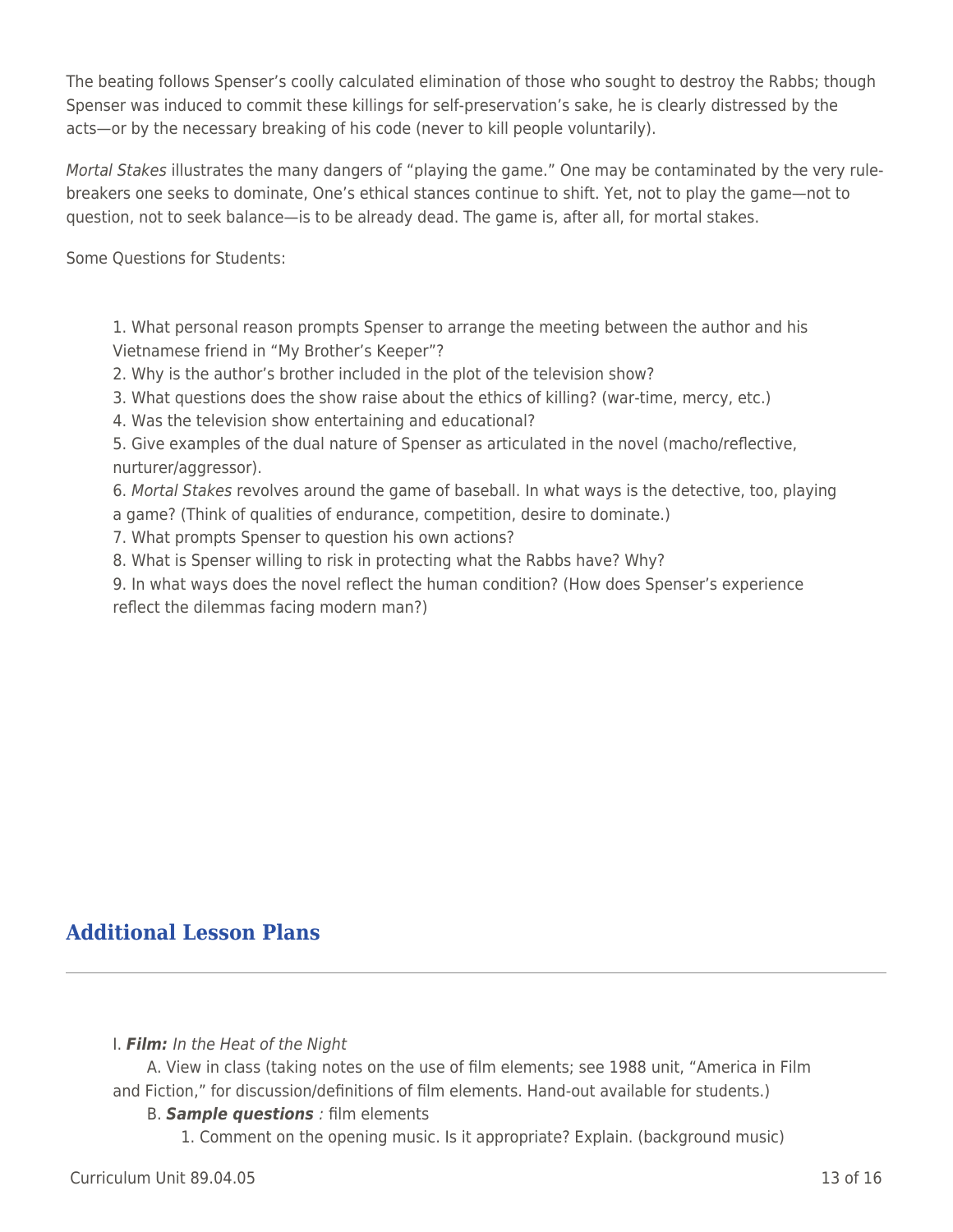The beating follows Spenser's coolly calculated elimination of those who sought to destroy the Rabbs; though Spenser was induced to commit these killings for self-preservation's sake, he is clearly distressed by the acts—or by the necessary breaking of his code (never to kill people voluntarily).

*Mortal Stakes* illustrates the many dangers of "playing the game." One may be contaminated by the very rule-breakers one seeks to dominate, One's ethical stances continue to shift. Yet, not to play the game—not to question, not to seek balance—is to be already dead. The game is, after all, for mortal stakes.

Some Questions for Students:

1. What personal reason prompts Spenser to arrange the meeting between the author and his Vietnamese friend in "My Brother's Keeper"?
2. Why is the author's brother included in the plot of the television show?
3. What questions does the show raise about the ethics of killing? (war-time, mercy, etc.)
4. Was the television show entertaining and educational?
5. Give examples of the dual nature of Spenser as articulated in the novel (macho/reflective, nurturer/aggressor).
6. *Mortal Stakes* revolves around the game of baseball. In what ways is the detective, too, playing a game? (Think of qualities of endurance, competition, desire to dominate.)
7. What prompts Spenser to question his own actions?
8. What is Spenser willing to risk in protecting what the Rabbs have? Why?
9. In what ways does the novel reflect the human condition? (How does Spenser's experience reflect the dilemmas facing modern man?)

## Additional Lesson Plans

I. ***Film:*** *In the Heat of the Night*

A. View in class (taking notes on the use of film elements; see 1988 unit, "America in Film and Fiction," for discussion/definitions of film elements. Hand-out available for students.)

B. ***Sample questions*** *:* film elements

1. Comment on the opening music. Is it appropriate? Explain. (background music)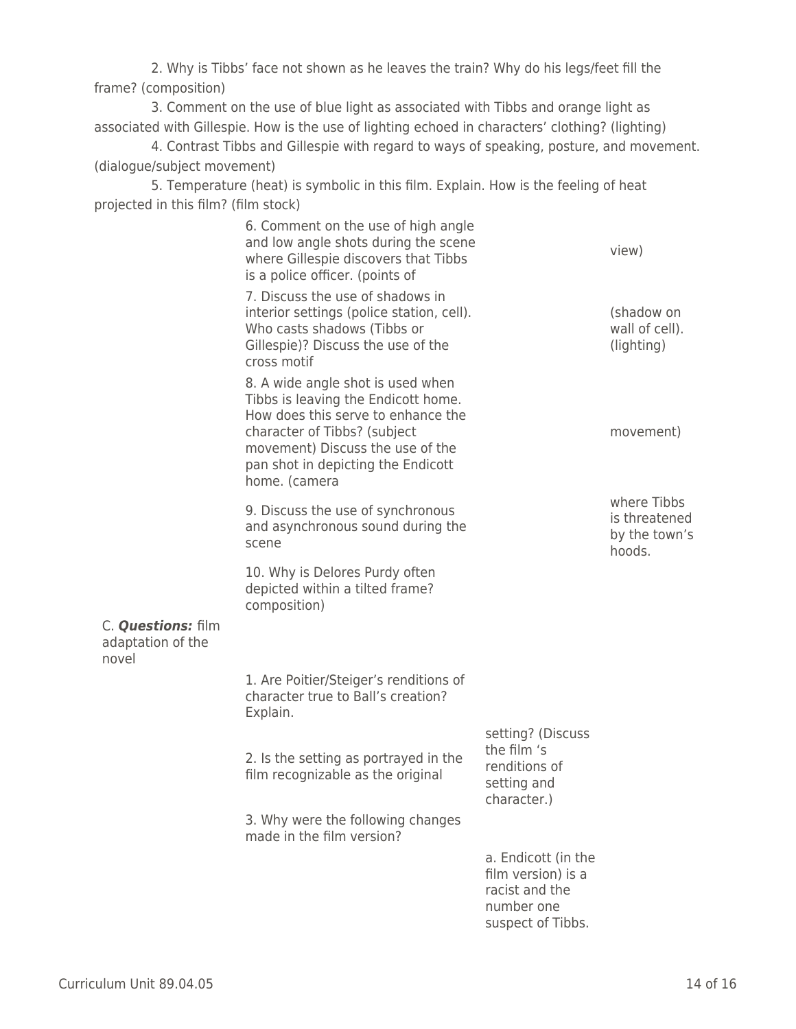2. Why is Tibbs' face not shown as he leaves the train? Why do his legs/feet fill the frame? (composition)

3. Comment on the use of blue light as associated with Tibbs and orange light as associated with Gillespie. How is the use of lighting echoed in characters' clothing? (lighting)

4. Contrast Tibbs and Gillespie with regard to ways of speaking, posture, and movement. (dialogue/subject movement)

5. Temperature (heat) is symbolic in this film. Explain. How is the feeling of heat projected in this film? (film stock)

6. Comment on the use of high angle and low angle shots during the scene where Gillespie discovers that Tibbs is a police officer. (points of view)

7. Discuss the use of shadows in interior settings (police station, cell). Who casts shadows (Tibbs or Gillespie)? Discuss the use of the cross motif (shadow on wall of cell). (lighting)

8. A wide angle shot is used when Tibbs is leaving the Endicott home. How does this serve to enhance the character of Tibbs? (subject movement) Discuss the use of the pan shot in depicting the Endicott home. (camera movement)

9. Discuss the use of synchronous and asynchronous sound during the scene where Tibbs is threatened by the town's hoods.

10. Why is Delores Purdy often depicted within a tilted frame? composition)

C. ***Questions:*** film adaptation of the novel

1. Are Poitier/Steiger's renditions of character true to Ball's creation? Explain.

2. Is the setting as portrayed in the film recognizable as the original setting? (Discuss the film 's renditions of setting and character.)

3. Why were the following changes made in the film version?

a. Endicott (in the film version) is a racist and the number one suspect of Tibbs.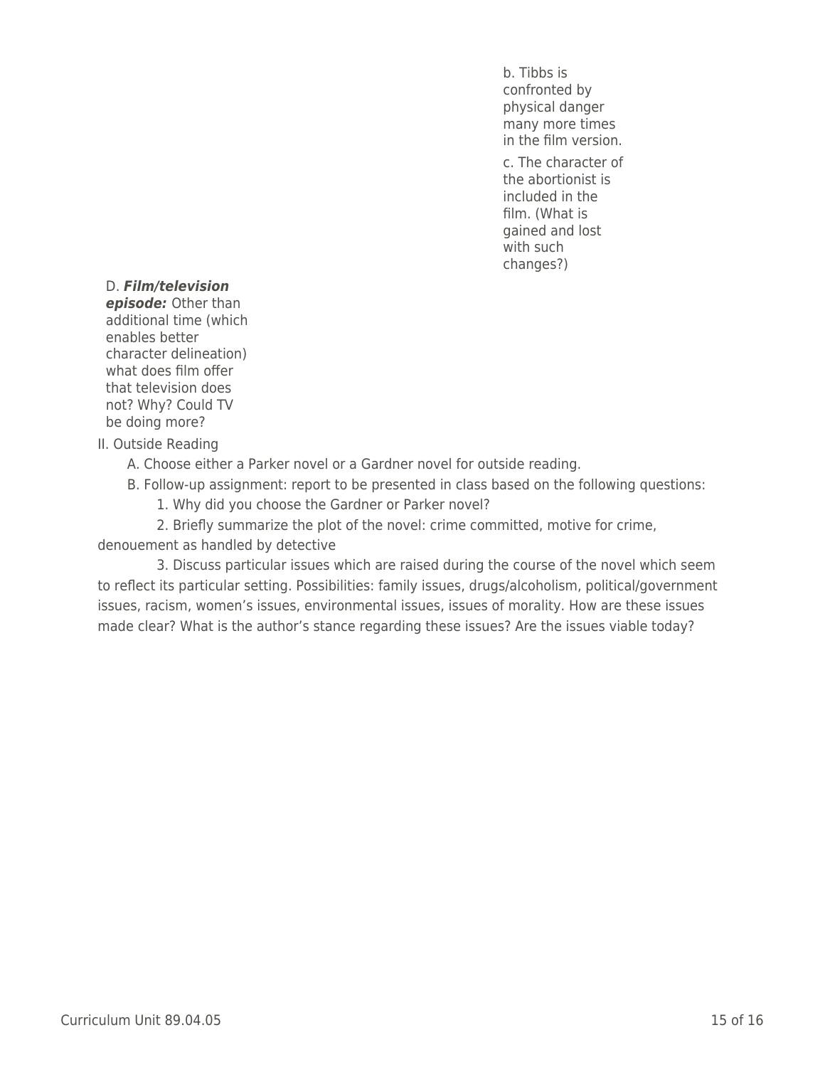b. Tibbs is confronted by physical danger many more times in the film version.

c. The character of the abortionist is included in the film. (What is gained and lost with such changes?)

D. ***Film/television episode:*** Other than additional time (which enables better character delineation) what does film offer that television does not? Why? Could TV be doing more?

II. Outside Reading

A. Choose either a Parker novel or a Gardner novel for outside reading.

B. Follow-up assignment: report to be presented in class based on the following questions:

1. Why did you choose the Gardner or Parker novel?

2. Briefly summarize the plot of the novel: crime committed, motive for crime, denouement as handled by detective

3. Discuss particular issues which are raised during the course of the novel which seem to reflect its particular setting. Possibilities: family issues, drugs/alcoholism, political/government issues, racism, women's issues, environmental issues, issues of morality. How are these issues made clear? What is the author's stance regarding these issues? Are the issues viable today?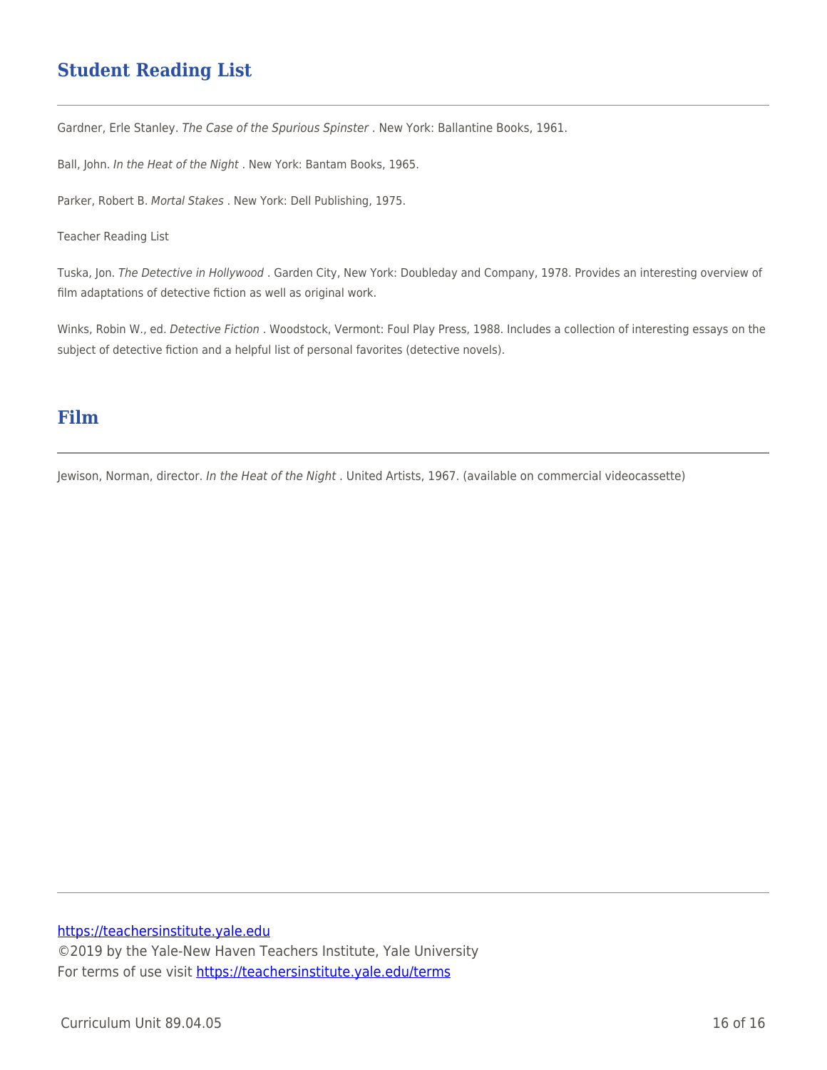## Student Reading List

Gardner, Erle Stanley. *The Case of the Spurious Spinster* . New York: Ballantine Books, 1961.

Ball, John. *In the Heat of the Night* . New York: Bantam Books, 1965.

Parker, Robert B. *Mortal Stakes* . New York: Dell Publishing, 1975.

Teacher Reading List

Tuska, Jon. *The Detective in Hollywood* . Garden City, New York: Doubleday and Company, 1978. Provides an interesting overview of film adaptations of detective fiction as well as original work.

Winks, Robin W., ed. *Detective Fiction* . Woodstock, Vermont: Foul Play Press, 1988. Includes a collection of interesting essays on the subject of detective fiction and a helpful list of personal favorites (detective novels).

## Film

Jewison, Norman, director. *In the Heat of the Night* . United Artists, 1967. (available on commercial videocassette)

https://teachersinstitute.yale.edu
©2019 by the Yale-New Haven Teachers Institute, Yale University
For terms of use visit https://teachersinstitute.yale.edu/terms

Curriculum Unit 89.04.05